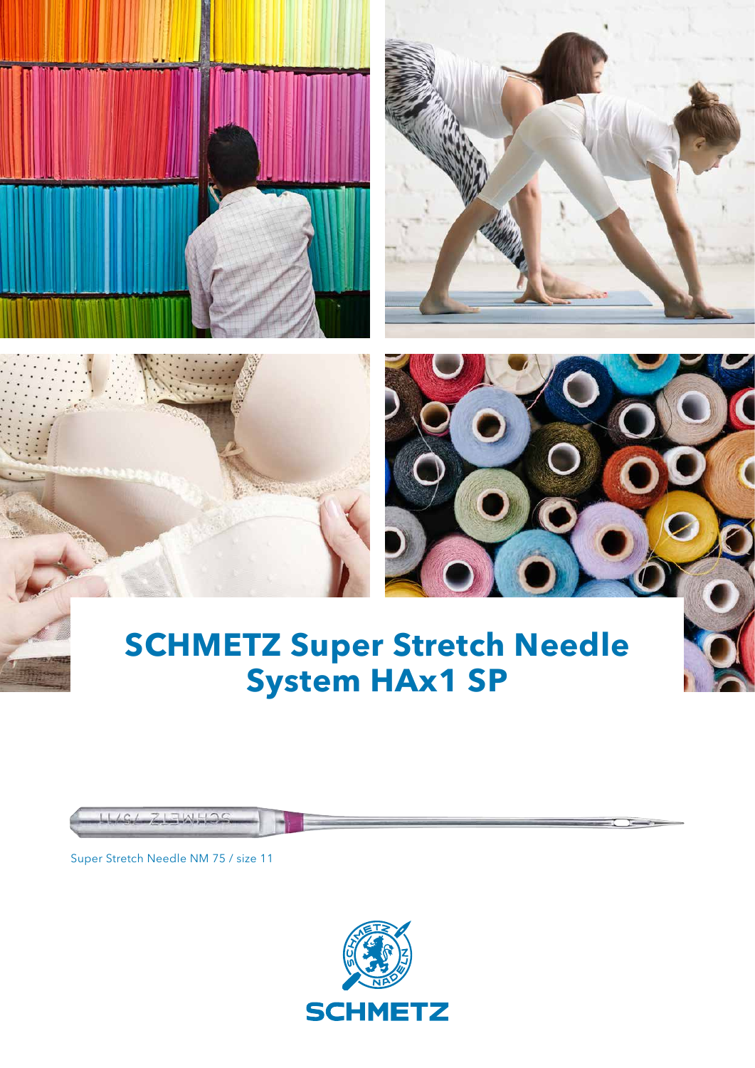# SCHMETZ Super Stretch Needle System HAx1 SP

Super Stretch Needle NM 75 / size 11

SCHMETZ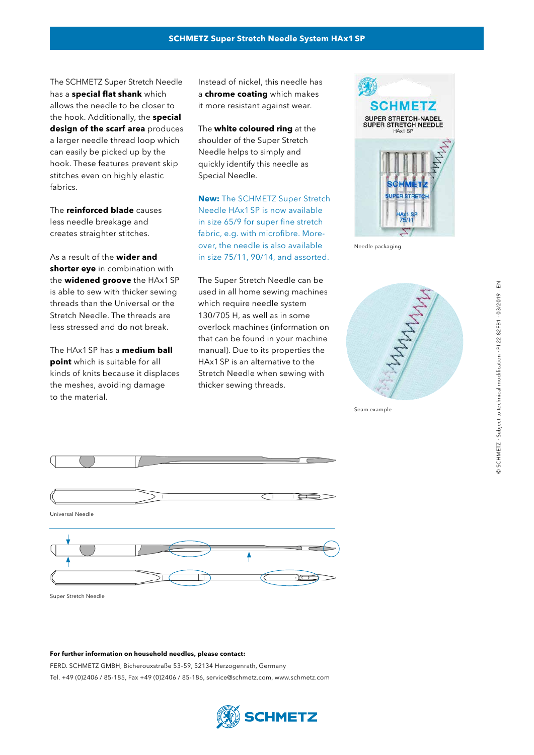# SCHMETZ Super Stretch Needle System HAx1 SP

The SCHMETZ Super Stretch Needle has a **special flat shank** which allows the needle to be closer to the hook. Additionally, the **special design of the scarf area** produces a larger needle thread loop which can easily be picked up by the hook. These features prevent skip stitches even on highly elastic fabrics.

The **reinforced blade** causes less needle breakage and creates straighter stitches.

As a result of the **wider and shorter eye** in combination with the **widened groove** the HAx1 SP is able to sew with thicker sewing threads than the Universal or the Stretch Needle. The threads are less stressed and do not break.

The HAx1 SP has a **medium ball point** which is suitable for all kinds of knits because it displaces the meshes, avoiding damage to the material.

Instead of nickel, this needle has a **chrome coating** which makes it more resistant against wear.

The **white coloured ring** at the shoulder of the Super Stretch Needle helps to simply and quickly identify this needle as Special Needle.

**New:** The SCHMETZ Super Stretch Needle HAx1 SP is now available in size 65/9 for super fine stretch fabric, e.g. with microfibre. Moreover, the needle is also available in size 75/11, 90/14, and assorted.

The Super Stretch Needle can be used in all home sewing machines which require needle system 130/705 H, as well as in some overlock machines (information on that can be found in your machine manual). Due to its properties the HAx1 SP is an alternative to the Stretch Needle when sewing with thicker sewing threads.

SCHMETZ
SUPER STRETCH-NADEL
SUPER STRETCH NEEDLE
HAx1 SP

Needle packaging

Seam example

Universal Needle

Super Stretch Needle

© SCHMETZ · Subject to technical modification · PI 22:82FB1 · 03/2019 · EN

**For further information on household needles, please contact:**

FERD. SCHMETZ GMBH, Bicherouxstraße 53-59, 52134 Herzogenrath, Germany

Tel. +49 (0)2406 / 85-185, Fax +49 (0)2406 / 85-186, service@schmetz.com, www.schmetz.com